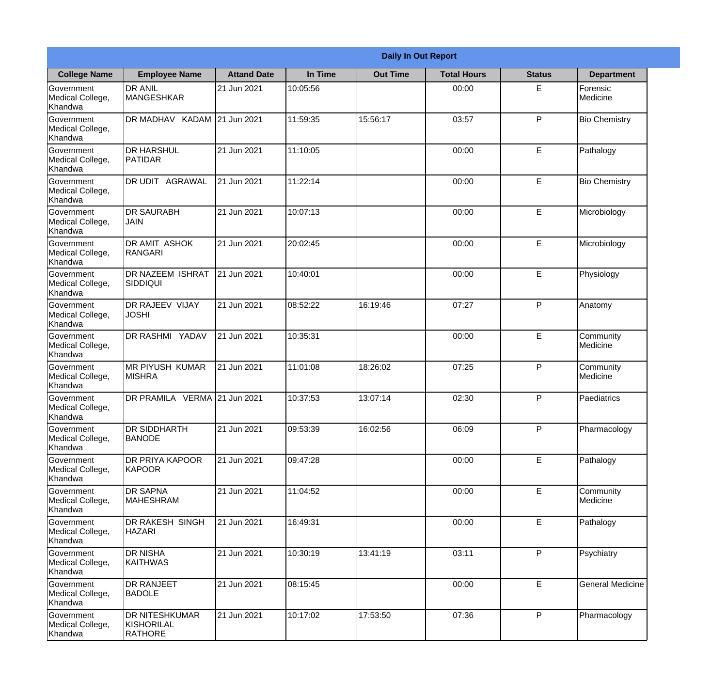**Daily In Out Report**

| College Name | Employee Name | Attand Date | In Time | Out Time | Total Hours | Status | Department |
|---|---|---|---|---|---|---|---|
| Government Medical College, Khandwa | DR ANIL MANGESHKAR | 21 Jun 2021 | 10:05:56 | | 00:00 | E | Forensic Medicine |
| Government Medical College, Khandwa | DR MADHAV KADAM | 21 Jun 2021 | 11:59:35 | 15:56:17 | 03:57 | P | Bio Chemistry |
| Government Medical College, Khandwa | DR HARSHUL PATIDAR | 21 Jun 2021 | 11:10:05 | | 00:00 | E | Pathalogy |
| Government Medical College, Khandwa | DR UDIT AGRAWAL | 21 Jun 2021 | 11:22:14 | | 00:00 | E | Bio Chemistry |
| Government Medical College, Khandwa | DR SAURABH JAIN | 21 Jun 2021 | 10:07:13 | | 00:00 | E | Microbiology |
| Government Medical College, Khandwa | DR AMIT ASHOK RANGARI | 21 Jun 2021 | 20:02:45 | | 00:00 | E | Microbiology |
| Government Medical College, Khandwa | DR NAZEEM ISHRAT SIDDIQUI | 21 Jun 2021 | 10:40:01 | | 00:00 | E | Physiology |
| Government Medical College, Khandwa | DR RAJEEV VIJAY JOSHI | 21 Jun 2021 | 08:52:22 | 16:19:46 | 07:27 | P | Anatomy |
| Government Medical College, Khandwa | DR RASHMI YADAV | 21 Jun 2021 | 10:35:31 | | 00:00 | E | Community Medicine |
| Government Medical College, Khandwa | MR PIYUSH KUMAR MISHRA | 21 Jun 2021 | 11:01:08 | 18:26:02 | 07:25 | P | Community Medicine |
| Government Medical College, Khandwa | DR PRAMILA VERMA | 21 Jun 2021 | 10:37:53 | 13:07:14 | 02:30 | P | Paediatrics |
| Government Medical College, Khandwa | DR SIDDHARTH BANODE | 21 Jun 2021 | 09:53:39 | 16:02:56 | 06:09 | P | Pharmacology |
| Government Medical College, Khandwa | DR PRIYA KAPOOR KAPOOR | 21 Jun 2021 | 09:47:28 | | 00:00 | E | Pathalogy |
| Government Medical College, Khandwa | DR SAPNA MAHESHRAM | 21 Jun 2021 | 11:04:52 | | 00:00 | E | Community Medicine |
| Government Medical College, Khandwa | DR RAKESH SINGH HAZARI | 21 Jun 2021 | 16:49:31 | | 00:00 | E | Pathalogy |
| Government Medical College, Khandwa | DR NISHA KAITHWAS | 21 Jun 2021 | 10:30:19 | 13:41:19 | 03:11 | P | Psychiatry |
| Government Medical College, Khandwa | DR RANJEET BADOLE | 21 Jun 2021 | 08:15:45 | | 00:00 | E | General Medicine |
| Government Medical College, Khandwa | DR NITESHKUMAR KISHORILAL RATHORE | 21 Jun 2021 | 10:17:02 | 17:53:50 | 07:36 | P | Pharmacology |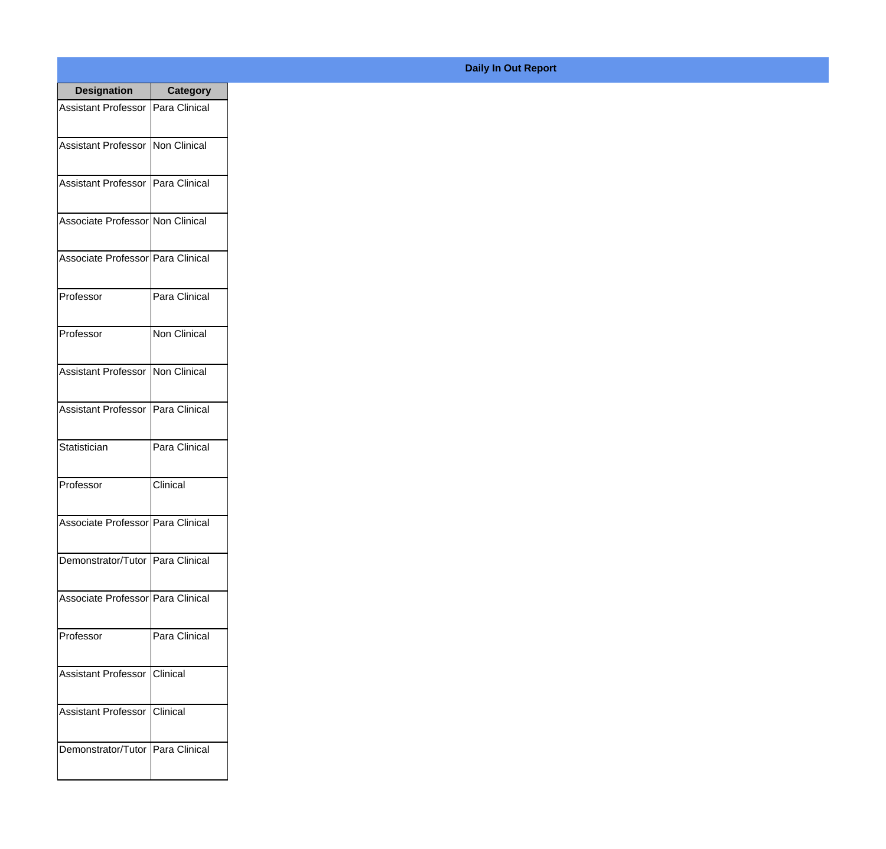**Daily In Out Report**

| Designation | Category |
| --- | --- |
| Assistant Professor | Para Clinical |
| Assistant Professor | Non Clinical |
| Assistant Professor | Para Clinical |
| Associate Professor | Non Clinical |
| Associate Professor | Para Clinical |
| Professor | Para Clinical |
| Professor | Non Clinical |
| Assistant Professor | Non Clinical |
| Assistant Professor | Para Clinical |
| Statistician | Para Clinical |
| Professor | Clinical |
| Associate Professor | Para Clinical |
| Demonstrator/Tutor | Para Clinical |
| Associate Professor | Para Clinical |
| Professor | Para Clinical |
| Assistant Professor | Clinical |
| Assistant Professor | Clinical |
| Demonstrator/Tutor | Para Clinical |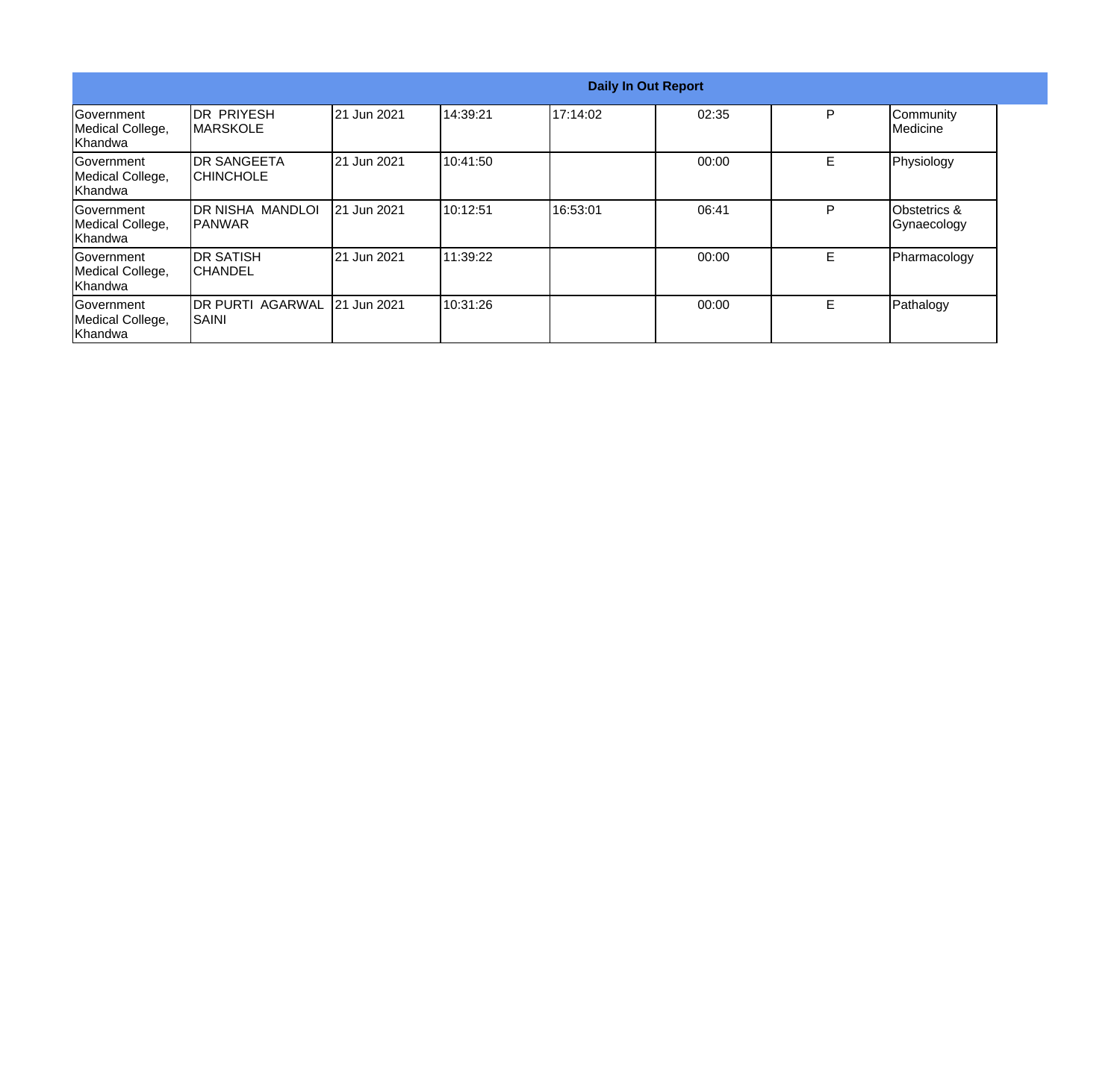| Daily In Out Report | | | | | | | |
|---|---|---|---|---|---|---|---|
| Government Medical College, Khandwa | DR PRIYESH MARSKOLE | 21 Jun 2021 | 14:39:21 | 17:14:02 | 02:35 | P | Community Medicine |
| Government Medical College, Khandwa | DR SANGEETA CHINCHOLE | 21 Jun 2021 | 10:41:50 | | 00:00 | E | Physiology |
| Government Medical College, Khandwa | DR NISHA MANDLOI PANWAR | 21 Jun 2021 | 10:12:51 | 16:53:01 | 06:41 | P | Obstetrics & Gynaecology |
| Government Medical College, Khandwa | DR SATISH CHANDEL | 21 Jun 2021 | 11:39:22 | | 00:00 | E | Pharmacology |
| Government Medical College, Khandwa | DR PURTI AGARWAL SAINI | 21 Jun 2021 | 10:31:26 | | 00:00 | E | Pathalogy |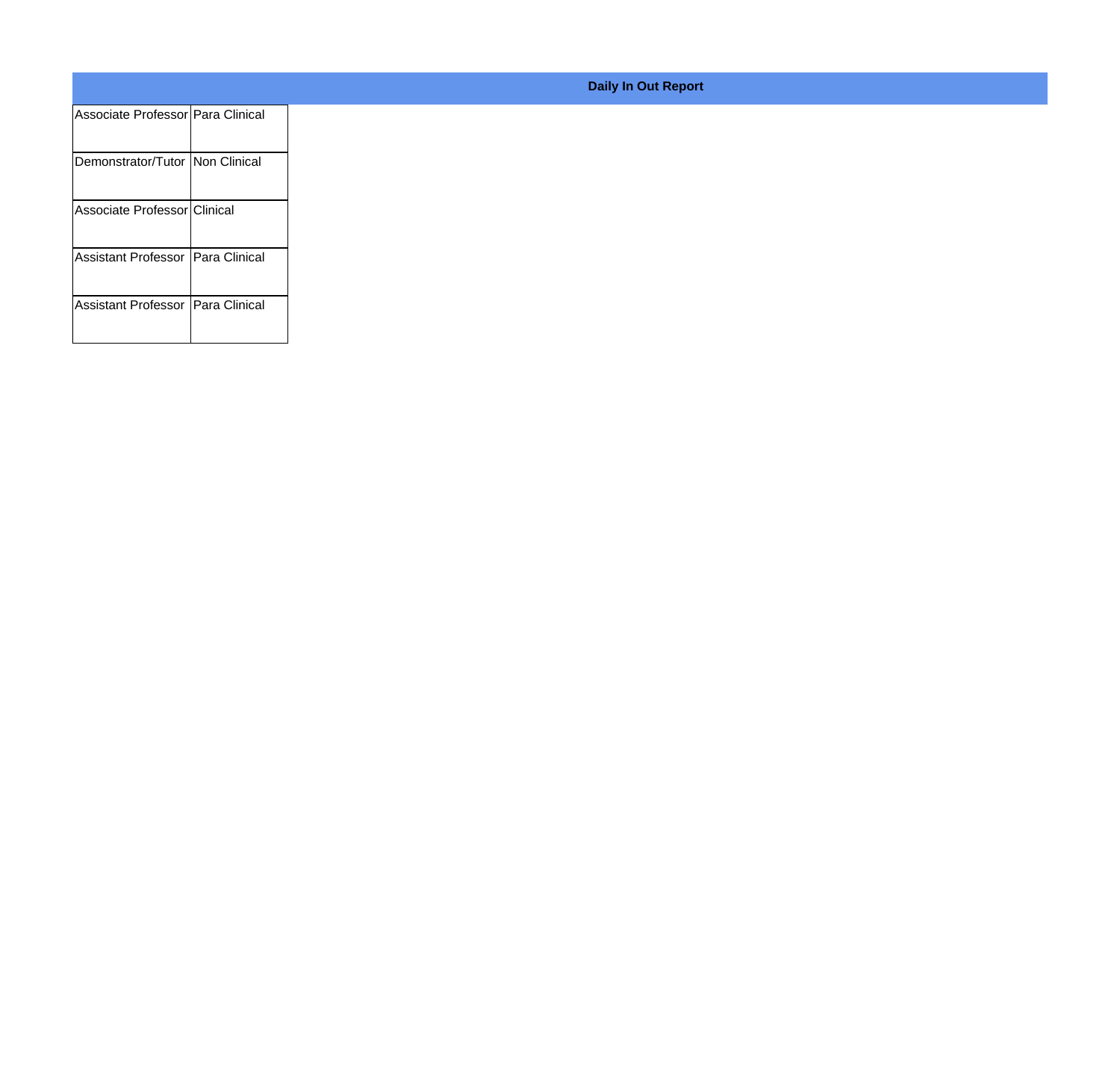**Daily In Out Report**

| | |
|---|---|
| Associate Professor | Para Clinical |
| Demonstrator/Tutor | Non Clinical |
| Associate Professor | Clinical |
| Assistant Professor | Para Clinical |
| Assistant Professor | Para Clinical |